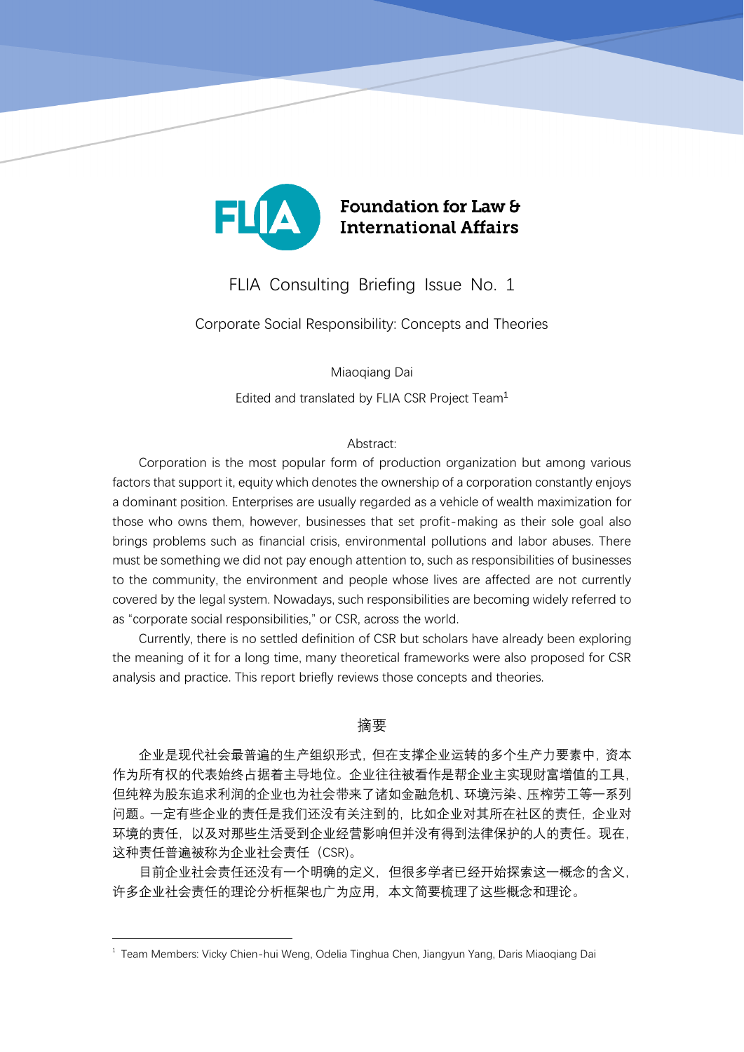Foundation for Law & International Affairs

# FLIA Consulting Briefing Issue No. 1

## Corporate Social Responsibility: Concepts and Theories

Miaoqiang Dai

Edited and translated by FLIA CSR Project Team[1]

### Abstract:

Corporation is the most popular form of production organization but among various factors that support it, equity which denotes the ownership of a corporation constantly enjoys a dominant position. Enterprises are usually regarded as a vehicle of wealth maximization for those who owns them, however, businesses that set profit-making as their sole goal also brings problems such as financial crisis, environmental pollutions and labor abuses. There must be something we did not pay enough attention to, such as responsibilities of businesses to the community, the environment and people whose lives are affected are not currently covered by the legal system. Nowadays, such responsibilities are becoming widely referred to as "corporate social responsibilities," or CSR, across the world.

Currently, there is no settled definition of CSR but scholars have already been exploring the meaning of it for a long time, many theoretical frameworks were also proposed for CSR analysis and practice. This report briefly reviews those concepts and theories.

### 摘要

企业是现代社会最普遍的生产组织形式，但在支撑企业运转的多个生产力要素中，资本作为所有权的代表始终占据着主导地位。企业往往被看作是帮企业主实现财富增值的工具，但纯粹为股东追求利润的企业也为社会带来了诸如金融危机、环境污染、压榨劳工等一系列问题。一定有些企业的责任是我们还没有关注到的，比如企业对其所在社区的责任，企业对环境的责任，以及对那些生活受到企业经营影响但并没有得到法律保护的人的责任。现在，这种责任普遍被称为企业社会责任（CSR）。

目前企业社会责任还没有一个明确的定义，但很多学者已经开始探索这一概念的含义，许多企业社会责任的理论分析框架也广为应用，本文简要梳理了这些概念和理论。

[1] Team Members: Vicky Chien-hui Weng, Odelia Tinghua Chen, Jiangyun Yang, Daris Miaoqiang Dai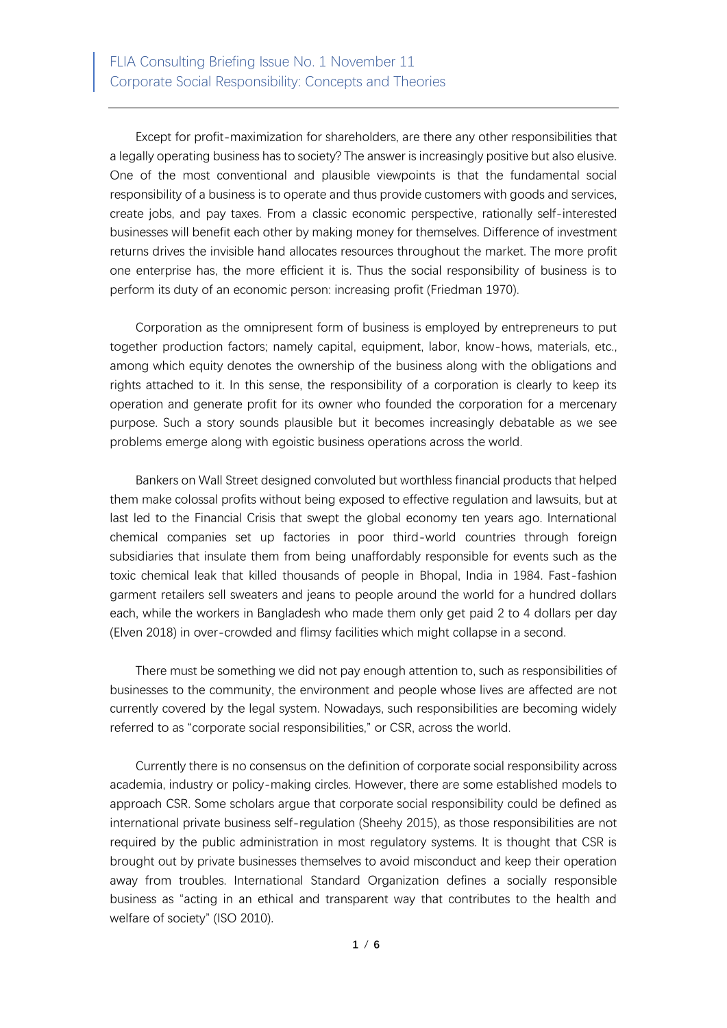Except for profit-maximization for shareholders, are there any other responsibilities that a legally operating business has to society? The answer is increasingly positive but also elusive. One of the most conventional and plausible viewpoints is that the fundamental social responsibility of a business is to operate and thus provide customers with goods and services, create jobs, and pay taxes. From a classic economic perspective, rationally self-interested businesses will benefit each other by making money for themselves. Difference of investment returns drives the invisible hand allocates resources throughout the market. The more profit one enterprise has, the more efficient it is. Thus the social responsibility of business is to perform its duty of an economic person: increasing profit (Friedman 1970).

Corporation as the omnipresent form of business is employed by entrepreneurs to put together production factors; namely capital, equipment, labor, know-hows, materials, etc., among which equity denotes the ownership of the business along with the obligations and rights attached to it. In this sense, the responsibility of a corporation is clearly to keep its operation and generate profit for its owner who founded the corporation for a mercenary purpose. Such a story sounds plausible but it becomes increasingly debatable as we see problems emerge along with egoistic business operations across the world.

Bankers on Wall Street designed convoluted but worthless financial products that helped them make colossal profits without being exposed to effective regulation and lawsuits, but at last led to the Financial Crisis that swept the global economy ten years ago. International chemical companies set up factories in poor third-world countries through foreign subsidiaries that insulate them from being unaffordably responsible for events such as the toxic chemical leak that killed thousands of people in Bhopal, India in 1984. Fast-fashion garment retailers sell sweaters and jeans to people around the world for a hundred dollars each, while the workers in Bangladesh who made them only get paid 2 to 4 dollars per day (Elven 2018) in over-crowded and flimsy facilities which might collapse in a second.

There must be something we did not pay enough attention to, such as responsibilities of businesses to the community, the environment and people whose lives are affected are not currently covered by the legal system. Nowadays, such responsibilities are becoming widely referred to as "corporate social responsibilities," or CSR, across the world.

Currently there is no consensus on the definition of corporate social responsibility across academia, industry or policy-making circles. However, there are some established models to approach CSR. Some scholars argue that corporate social responsibility could be defined as international private business self-regulation (Sheehy 2015), as those responsibilities are not required by the public administration in most regulatory systems. It is thought that CSR is brought out by private businesses themselves to avoid misconduct and keep their operation away from troubles. International Standard Organization defines a socially responsible business as "acting in an ethical and transparent way that contributes to the health and welfare of society" (ISO 2010).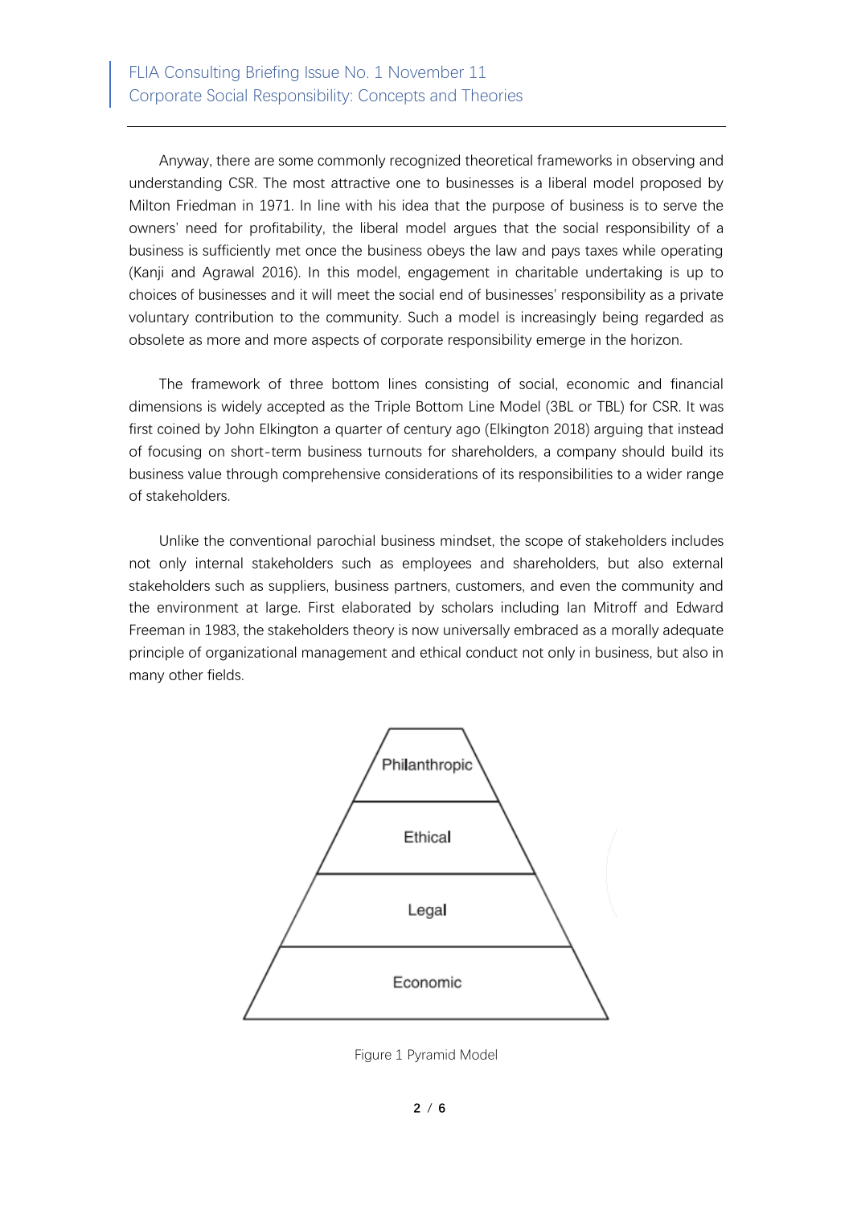Anyway, there are some commonly recognized theoretical frameworks in observing and understanding CSR. The most attractive one to businesses is a liberal model proposed by Milton Friedman in 1971. In line with his idea that the purpose of business is to serve the owners' need for profitability, the liberal model argues that the social responsibility of a business is sufficiently met once the business obeys the law and pays taxes while operating (Kanji and Agrawal 2016). In this model, engagement in charitable undertaking is up to choices of businesses and it will meet the social end of businesses' responsibility as a private voluntary contribution to the community. Such a model is increasingly being regarded as obsolete as more and more aspects of corporate responsibility emerge in the horizon.

The framework of three bottom lines consisting of social, economic and financial dimensions is widely accepted as the Triple Bottom Line Model (3BL or TBL) for CSR. It was first coined by John Elkington a quarter of century ago (Elkington 2018) arguing that instead of focusing on short-term business turnouts for shareholders, a company should build its business value through comprehensive considerations of its responsibilities to a wider range of stakeholders.

Unlike the conventional parochial business mindset, the scope of stakeholders includes not only internal stakeholders such as employees and shareholders, but also external stakeholders such as suppliers, business partners, customers, and even the community and the environment at large. First elaborated by scholars including Ian Mitroff and Edward Freeman in 1983, the stakeholders theory is now universally embraced as a morally adequate principle of organizational management and ethical conduct not only in business, but also in many other fields.

Philanthropic

Ethical

Legal

Economic

Figure 1 Pyramid Model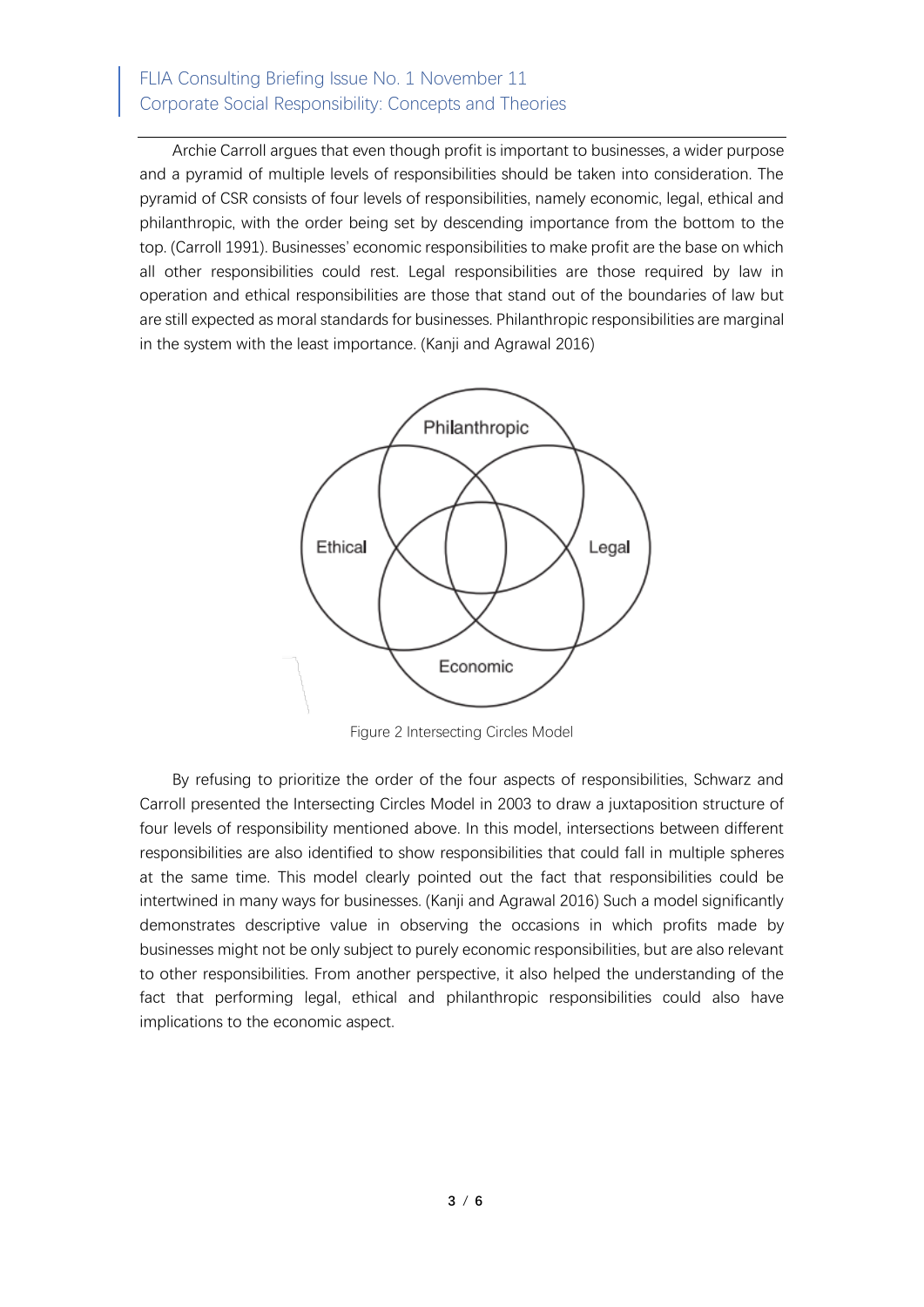Archie Carroll argues that even though profit is important to businesses, a wider purpose and a pyramid of multiple levels of responsibilities should be taken into consideration. The pyramid of CSR consists of four levels of responsibilities, namely economic, legal, ethical and philanthropic, with the order being set by descending importance from the bottom to the top. (Carroll 1991). Businesses' economic responsibilities to make profit are the base on which all other responsibilities could rest. Legal responsibilities are those required by law in operation and ethical responsibilities are those that stand out of the boundaries of law but are still expected as moral standards for businesses. Philanthropic responsibilities are marginal in the system with the least importance. (Kanji and Agrawal 2016)

Philanthropic

Ethical

Legal

Economic

Figure 2 Intersecting Circles Model

By refusing to prioritize the order of the four aspects of responsibilities, Schwarz and Carroll presented the Intersecting Circles Model in 2003 to draw a juxtaposition structure of four levels of responsibility mentioned above. In this model, intersections between different responsibilities are also identified to show responsibilities that could fall in multiple spheres at the same time. This model clearly pointed out the fact that responsibilities could be intertwined in many ways for businesses. (Kanji and Agrawal 2016) Such a model significantly demonstrates descriptive value in observing the occasions in which profits made by businesses might not be only subject to purely economic responsibilities, but are also relevant to other responsibilities. From another perspective, it also helped the understanding of the fact that performing legal, ethical and philanthropic responsibilities could also have implications to the economic aspect.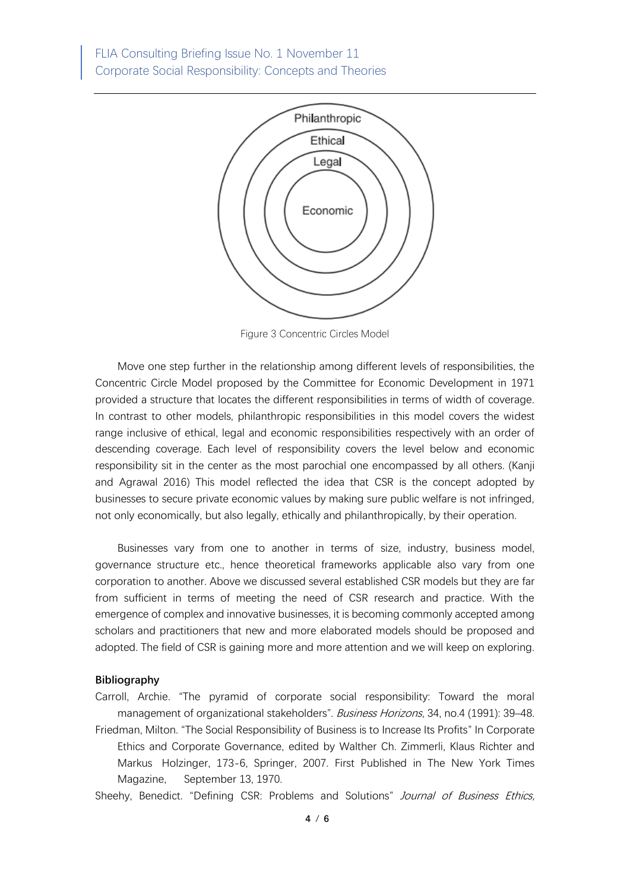Figure 3 Concentric Circles Model

Move one step further in the relationship among different levels of responsibilities, the Concentric Circle Model proposed by the Committee for Economic Development in 1971 provided a structure that locates the different responsibilities in terms of width of coverage. In contrast to other models, philanthropic responsibilities in this model covers the widest range inclusive of ethical, legal and economic responsibilities respectively with an order of descending coverage. Each level of responsibility covers the level below and economic responsibility sit in the center as the most parochial one encompassed by all others. (Kanji and Agrawal 2016) This model reflected the idea that CSR is the concept adopted by businesses to secure private economic values by making sure public welfare is not infringed, not only economically, but also legally, ethically and philanthropically, by their operation.

Businesses vary from one to another in terms of size, industry, business model, governance structure etc., hence theoretical frameworks applicable also vary from one corporation to another. Above we discussed several established CSR models but they are far from sufficient in terms of meeting the need of CSR research and practice. With the emergence of complex and innovative businesses, it is becoming commonly accepted among scholars and practitioners that new and more elaborated models should be proposed and adopted. The field of CSR is gaining more and more attention and we will keep on exploring.

**Bibliography**

Carroll, Archie. "The pyramid of corporate social responsibility: Toward the moral management of organizational stakeholders". *Business Horizons*, 34, no.4 (1991): 39–48.

Friedman, Milton. "The Social Responsibility of Business is to Increase Its Profits" In Corporate Ethics and Corporate Governance, edited by Walther Ch. Zimmerli, Klaus Richter and Markus Holzinger, 173-6, Springer, 2007. First Published in The New York Times Magazine, September 13, 1970.

Sheehy, Benedict. "Defining CSR: Problems and Solutions" *Journal of Business Ethics,*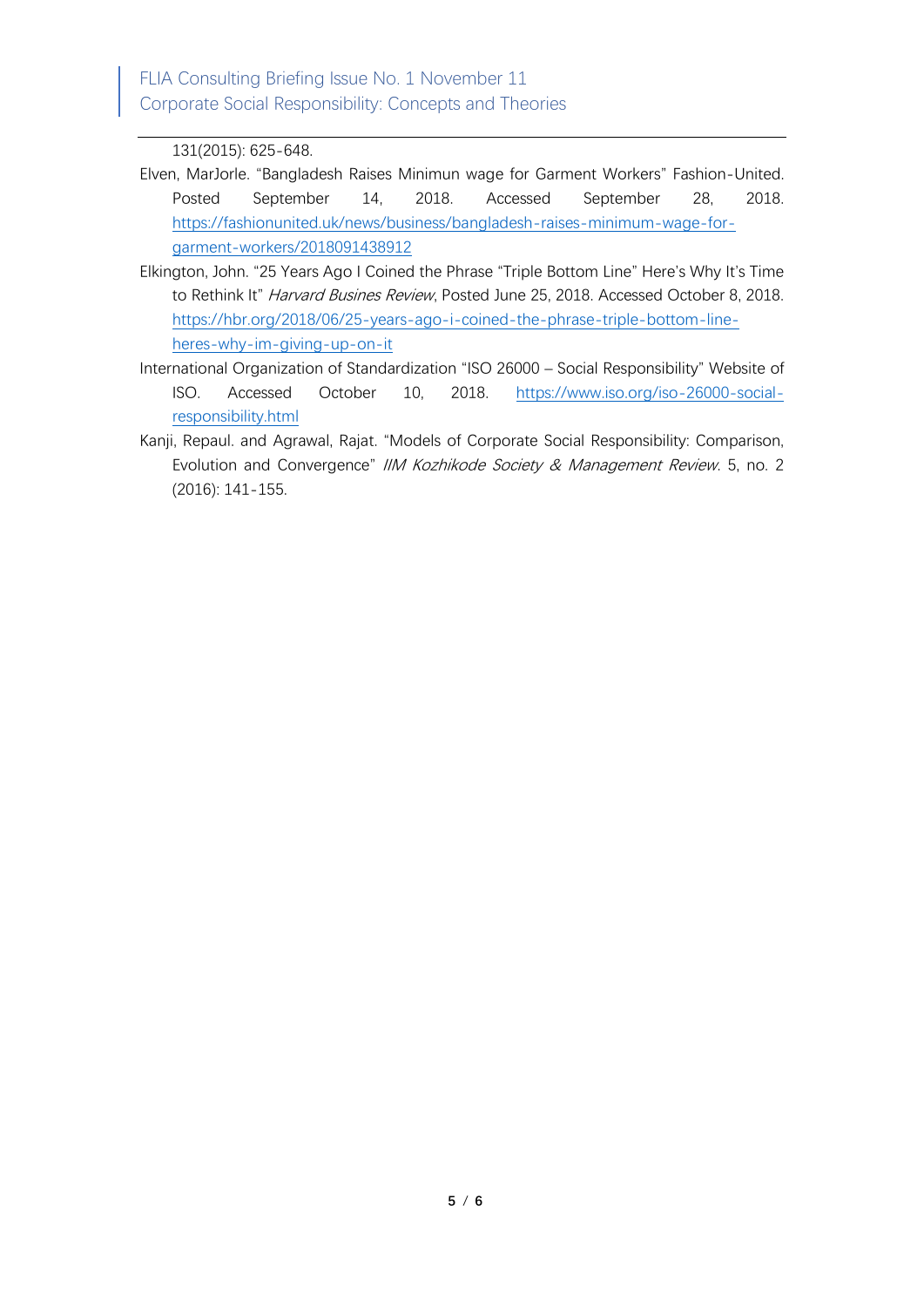131(2015): 625-648.

Elven, MarJorle. "Bangladesh Raises Minimun wage for Garment Workers" Fashion-United. Posted September 14, 2018. Accessed September 28, 2018. https://fashionunited.uk/news/business/bangladesh-raises-minimum-wage-for-garment-workers/2018091438912

Elkington, John. "25 Years Ago I Coined the Phrase "Triple Bottom Line" Here's Why It's Time to Rethink It" *Harvard Busines Review*, Posted June 25, 2018. Accessed October 8, 2018. https://hbr.org/2018/06/25-years-ago-i-coined-the-phrase-triple-bottom-line-heres-why-im-giving-up-on-it

International Organization of Standardization "ISO 26000 – Social Responsibility" Website of ISO. Accessed October 10, 2018. https://www.iso.org/iso-26000-social-responsibility.html

Kanji, Repaul. and Agrawal, Rajat. "Models of Corporate Social Responsibility: Comparison, Evolution and Convergence" *IIM Kozhikode Society & Management Review*. 5, no. 2 (2016): 141-155.